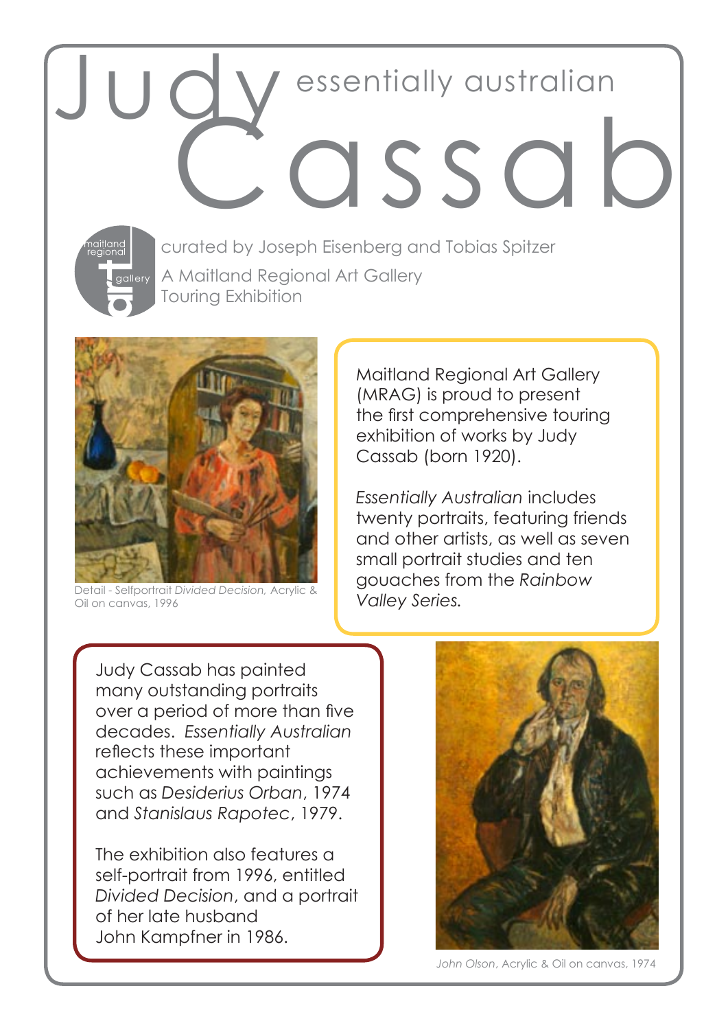# Judy Cassab

## essentially australian

maitland regional art gallery

curated by Joseph Eisenberg and Tobias Spitzer

A Maitland Regional Art Gallery Touring Exhibition

Detail - Selfportrait *Divided Decision*, Acrylic & Oil on canvas, 1996

Maitland Regional Art Gallery (MRAG) is proud to present the first comprehensive touring exhibition of works by Judy Cassab (born 1920).

*Essentially Australian* includes twenty portraits, featuring friends and other artists, as well as seven small portrait studies and ten gouaches from the *Rainbow Valley Series.*

Judy Cassab has painted many outstanding portraits over a period of more than five decades. *Essentially Australian* reflects these important achievements with paintings such as *Desiderius Orban*, 1974 and *Stanislaus Rapotec*, 1979.

The exhibition also features a self-portrait from 1996, entitled *Divided Decision*, and a portrait of her late husband John Kampfner in 1986.

*John Olson*, Acrylic & Oil on canvas, 1974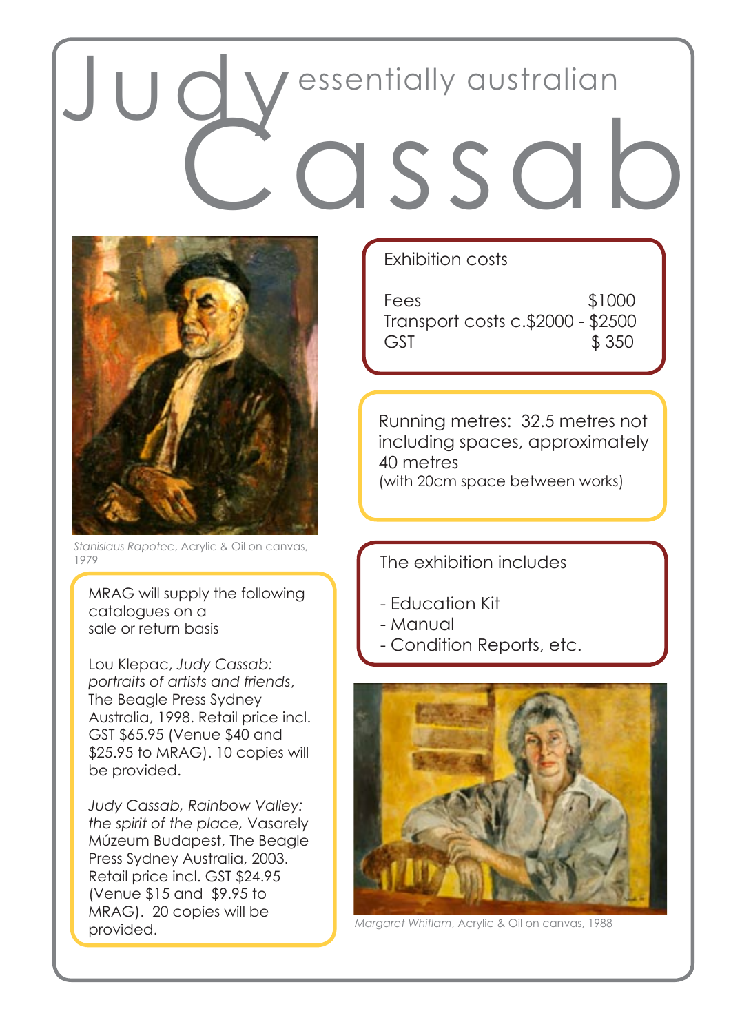# Judy Cassab

## essentially australian

*Stanislaus Rapotec*, Acrylic & Oil on canvas, 1979

MRAG will supply the following catalogues on a sale or return basis

Lou Klepac, *Judy Cassab: portraits of artists and friends*, The Beagle Press Sydney Australia, 1998. Retail price incl. GST $65.95 (Venue $40 and $25.95 to MRAG). 10 copies will be provided.

*Judy Cassab, Rainbow Valley: the spirit of the place*, Vasarely Múzeum Budapest, The Beagle Press Sydney Australia, 2003. Retail price incl. GST $24.95 (Venue $15 and $9.95 to MRAG). 20 copies will be provided.

### Exhibition costs

| | |
|---|---|
| Fees | $1000 |
| Transport costs c.$2000 - $2500 | |
| GST | $ 350 |

Running metres: 32.5 metres not including spaces, approximately 40 metres
(with 20cm space between works)

### The exhibition includes

- Education Kit
- Manual
- Condition Reports, etc.

*Margaret Whitlam*, Acrylic & Oil on canvas, 1988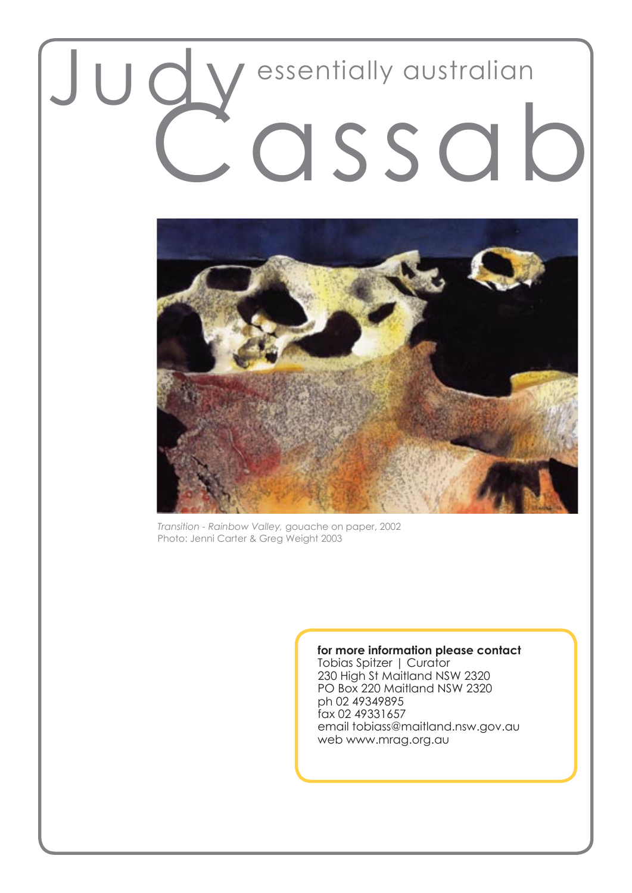# Judy Cassab

## essentially australian

*Transition - Rainbow Valley,* gouache on paper, 2002
Photo: Jenni Carter & Greg Weight 2003

**for more information please contact**
Tobias Spitzer | Curator
230 High St Maitland NSW 2320
PO Box 220 Maitland NSW 2320
ph 02 49349895
fax 02 49331657
email tobiass@maitland.nsw.gov.au
web www.mrag.org.au